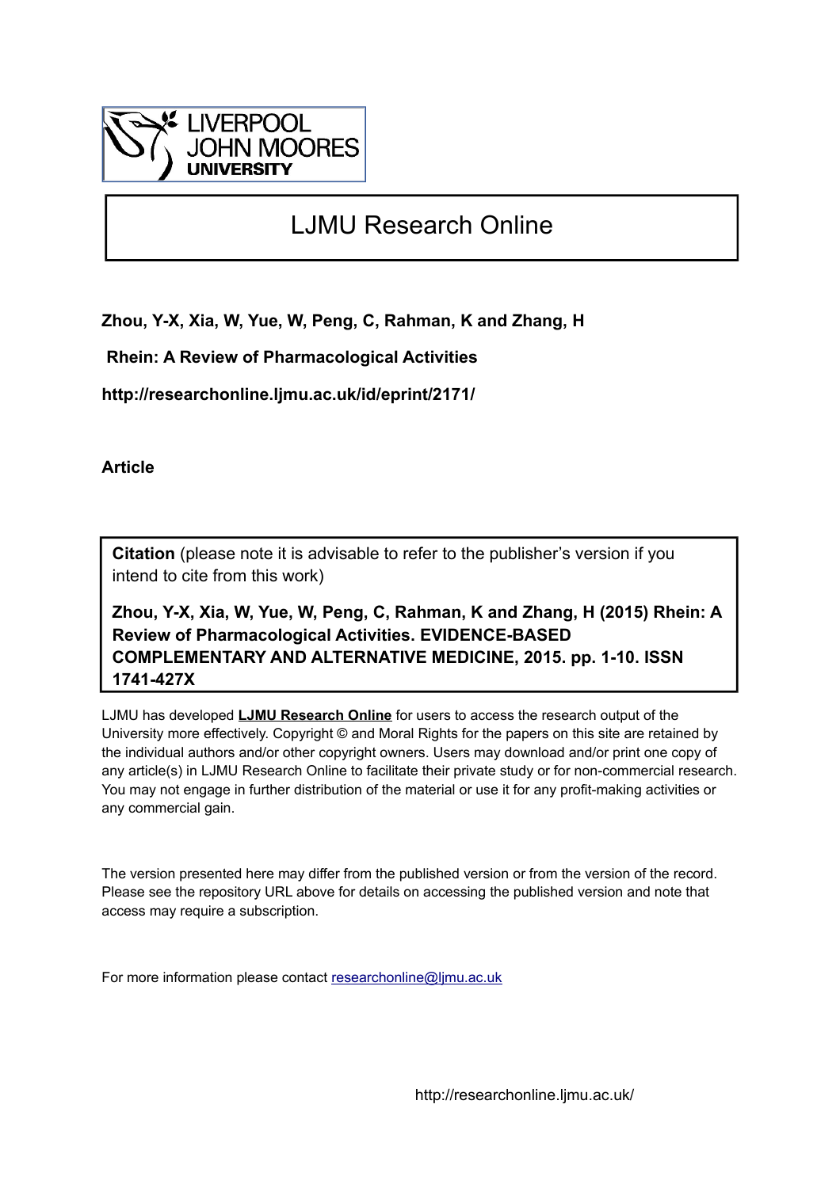LIVERPOOL JOHN MOORES UNIVERSITY

# LJMU Research Online

**Zhou, Y-X, Xia, W, Yue, W, Peng, C, Rahman, K and Zhang, H**

**Rhein: A Review of Pharmacological Activities**

**http://researchonline.ljmu.ac.uk/id/eprint/2171/**

**Article**

**Citation** (please note it is advisable to refer to the publisher's version if you intend to cite from this work)

**Zhou, Y-X, Xia, W, Yue, W, Peng, C, Rahman, K and Zhang, H (2015) Rhein: A Review of Pharmacological Activities. EVIDENCE-BASED COMPLEMENTARY AND ALTERNATIVE MEDICINE, 2015. pp. 1-10. ISSN 1741-427X**

LJMU has developed **LJMU Research Online** for users to access the research output of the University more effectively. Copyright © and Moral Rights for the papers on this site are retained by the individual authors and/or other copyright owners. Users may download and/or print one copy of any article(s) in LJMU Research Online to facilitate their private study or for non-commercial research. You may not engage in further distribution of the material or use it for any profit-making activities or any commercial gain.

The version presented here may differ from the published version or from the version of the record. Please see the repository URL above for details on accessing the published version and note that access may require a subscription.

For more information please contact researchonline@ljmu.ac.uk

http://researchonline.ljmu.ac.uk/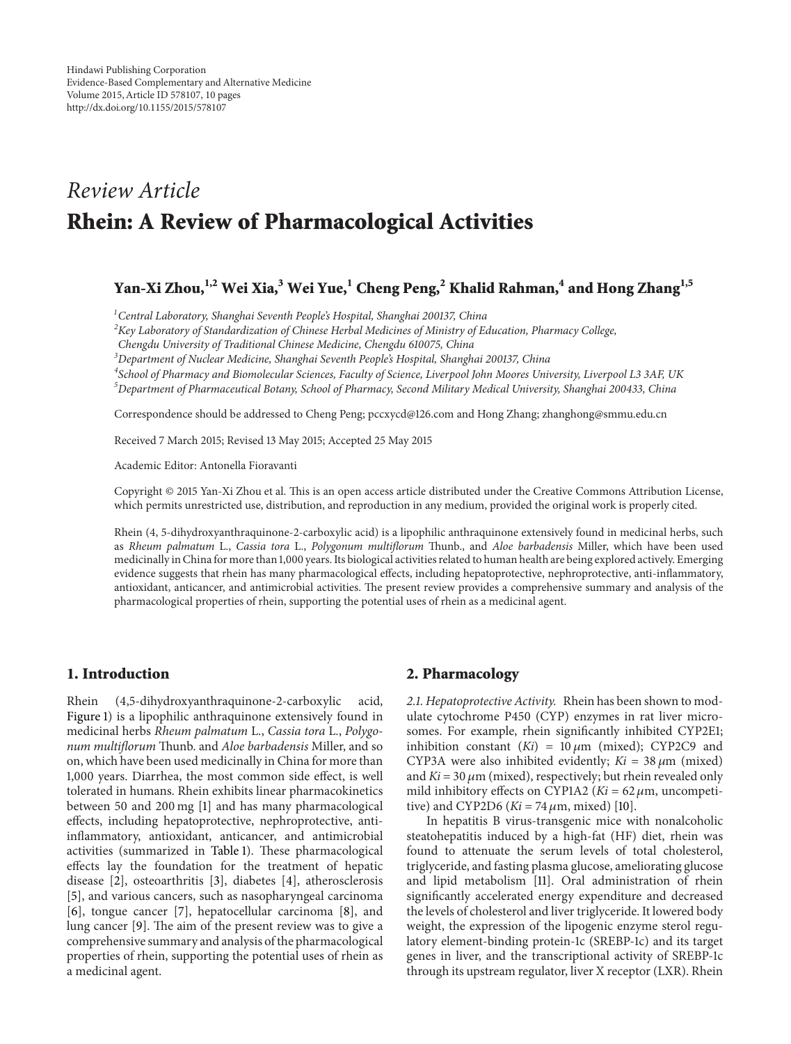Hindawi Publishing Corporation
Evidence-Based Complementary and Alternative Medicine
Volume 2015, Article ID 578107, 10 pages
http://dx.doi.org/10.1155/2015/578107

*Review Article*

# Rhein: A Review of Pharmacological Activities

**Yan-Xi Zhou,[1,2] Wei Xia,[3] Wei Yue,[1] Cheng Peng,[2] Khalid Rahman,[4] and Hong Zhang[1,5]**

[1]*Central Laboratory, Shanghai Seventh People's Hospital, Shanghai 200137, China*
[2]*Key Laboratory of Standardization of Chinese Herbal Medicines of Ministry of Education, Pharmacy College, Chengdu University of Traditional Chinese Medicine, Chengdu 610075, China*
[3]*Department of Nuclear Medicine, Shanghai Seventh People's Hospital, Shanghai 200137, China*
[4]*School of Pharmacy and Biomolecular Sciences, Faculty of Science, Liverpool John Moores University, Liverpool L3 3AF, UK*
[5]*Department of Pharmaceutical Botany, School of Pharmacy, Second Military Medical University, Shanghai 200433, China*

Correspondence should be addressed to Cheng Peng; pccxycd@126.com and Hong Zhang; zhanghong@smmu.edu.cn

Received 7 March 2015; Revised 13 May 2015; Accepted 25 May 2015

Academic Editor: Antonella Fioravanti

Copyright © 2015 Yan-Xi Zhou et al. This is an open access article distributed under the Creative Commons Attribution License, which permits unrestricted use, distribution, and reproduction in any medium, provided the original work is properly cited.

Rhein (4, 5-dihydroxyanthraquinone-2-carboxylic acid) is a lipophilic anthraquinone extensively found in medicinal herbs, such as *Rheum palmatum* L., *Cassia tora* L., *Polygonum multiflorum* Thunb., and *Aloe barbadensis* Miller, which have been used medicinally in China for more than 1,000 years. Its biological activities related to human health are being explored actively. Emerging evidence suggests that rhein has many pharmacological effects, including hepatoprotective, nephroprotective, anti-inflammatory, antioxidant, anticancer, and antimicrobial activities. The present review provides a comprehensive summary and analysis of the pharmacological properties of rhein, supporting the potential uses of rhein as a medicinal agent.

## 1. Introduction

Rhein (4,5-dihydroxyanthraquinone-2-carboxylic acid, Figure 1) is a lipophilic anthraquinone extensively found in medicinal herbs *Rheum palmatum* L., *Cassia tora* L., *Polygonum multiflorum* Thunb. and *Aloe barbadensis* Miller, and so on, which have been used medicinally in China for more than 1,000 years. Diarrhea, the most common side effect, is well tolerated in humans. Rhein exhibits linear pharmacokinetics between 50 and 200 mg [1] and has many pharmacological effects, including hepatoprotective, nephroprotective, anti-inflammatory, antioxidant, anticancer, and antimicrobial activities (summarized in Table 1). These pharmacological effects lay the foundation for the treatment of hepatic disease [2], osteoarthritis [3], diabetes [4], atherosclerosis [5], and various cancers, such as nasopharyngeal carcinoma [6], tongue cancer [7], hepatocellular carcinoma [8], and lung cancer [9]. The aim of the present review was to give a comprehensive summary and analysis of the pharmacological properties of rhein, supporting the potential uses of rhein as a medicinal agent.

## 2. Pharmacology

*2.1. Hepatoprotective Activity.* Rhein has been shown to modulate cytochrome P450 (CYP) enzymes in rat liver microsomes. For example, rhein significantly inhibited CYP2E1; inhibition constant ($Ki$) = 10 $\mu$m (mixed); CYP2C9 and CYP3A were also inhibited evidently; $Ki$ = 38 $\mu$m (mixed) and $Ki$ = 30 $\mu$m (mixed), respectively; but rhein revealed only mild inhibitory effects on CYP1A2 ($Ki$ = 62 $\mu$m, uncompetitive) and CYP2D6 ($Ki$ = 74 $\mu$m, mixed) [10].

In hepatitis B virus-transgenic mice with nonalcoholic steatohepatitis induced by a high-fat (HF) diet, rhein was found to attenuate the serum levels of total cholesterol, triglyceride, and fasting plasma glucose, ameliorating glucose and lipid metabolism [11]. Oral administration of rhein significantly accelerated energy expenditure and decreased the levels of cholesterol and liver triglyceride. It lowered body weight, the expression of the lipogenic enzyme sterol regulatory element-binding protein-1c (SREBP-1c) and its target genes in liver, and the transcriptional activity of SREBP-1c through its upstream regulator, liver X receptor (LXR). Rhein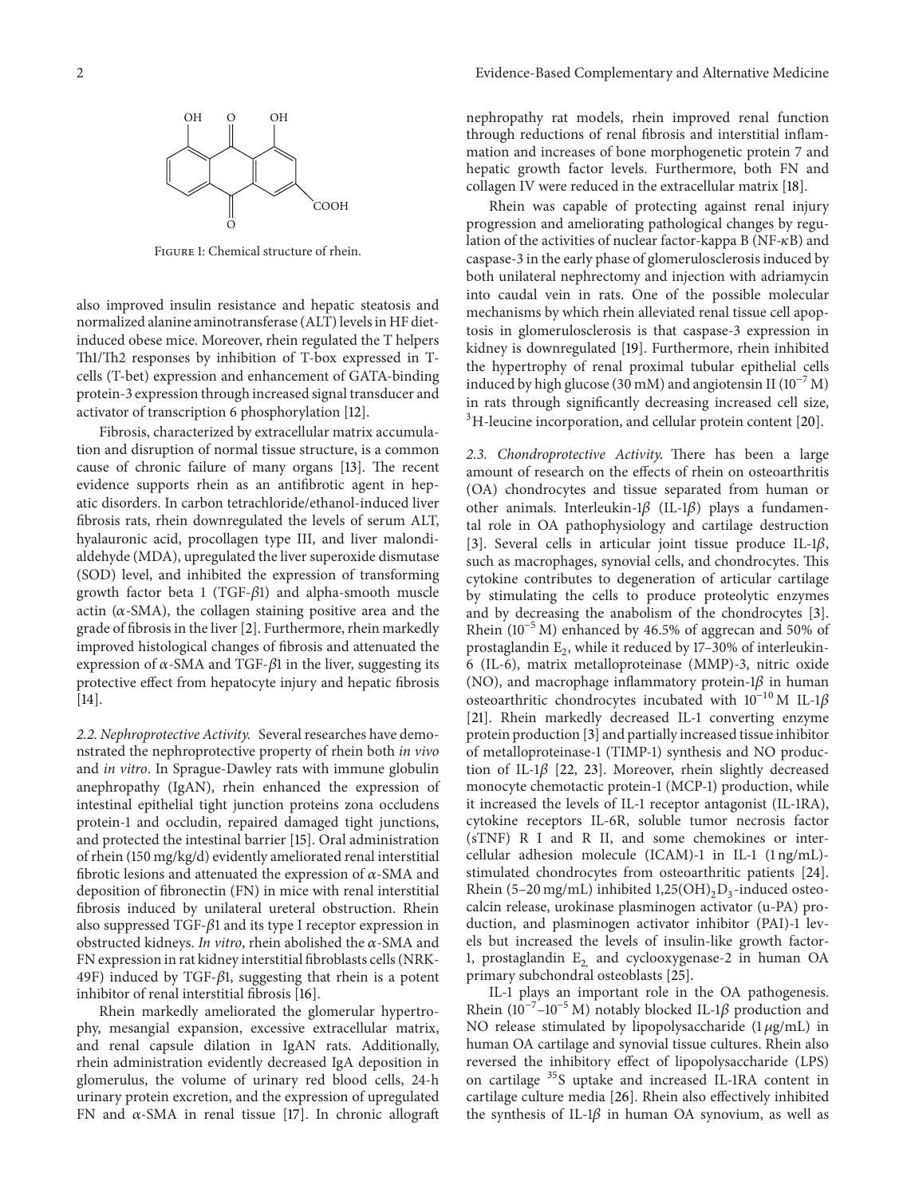Figure 1: Chemical structure of rhein.

also improved insulin resistance and hepatic steatosis and normalized alanine aminotransferase (ALT) levels in HF diet-induced obese mice. Moreover, rhein regulated the T helpers Th1/Th2 responses by inhibition of T-box expressed in T-cells (T-bet) expression and enhancement of GATA-binding protein-3 expression through increased signal transducer and activator of transcription 6 phosphorylation [12].

Fibrosis, characterized by extracellular matrix accumulation and disruption of normal tissue structure, is a common cause of chronic failure of many organs [13]. The recent evidence supports rhein as an antifibrotic agent in hepatic disorders. In carbon tetrachloride/ethanol-induced liver fibrosis rats, rhein downregulated the levels of serum ALT, hyalauronic acid, procollagen type III, and liver malondialdehyde (MDA), upregulated the liver superoxide dismutase (SOD) level, and inhibited the expression of transforming growth factor beta 1 (TGF-$\beta$1) and alpha-smooth muscle actin ($\alpha$-SMA), the collagen staining positive area and the grade of fibrosis in the liver [2]. Furthermore, rhein markedly improved histological changes of fibrosis and attenuated the expression of $\alpha$-SMA and TGF-$\beta$1 in the liver, suggesting its protective effect from hepatocyte injury and hepatic fibrosis [14].

*2.2. Nephroprotective Activity.* Several researches have demonstrated the nephroprotective property of rhein both *in vivo* and *in vitro*. In Sprague-Dawley rats with immune globulin anephropathy (IgAN), rhein enhanced the expression of intestinal epithelial tight junction proteins zona occludens protein-1 and occludin, repaired damaged tight junctions, and protected the intestinal barrier [15]. Oral administration of rhein (150 mg/kg/d) evidently ameliorated renal interstitial fibrotic lesions and attenuated the expression of $\alpha$-SMA and deposition of fibronectin (FN) in mice with renal interstitial fibrosis induced by unilateral ureteral obstruction. Rhein also suppressed TGF-$\beta$1 and its type I receptor expression in obstructed kidneys. *In vitro*, rhein abolished the $\alpha$-SMA and FN expression in rat kidney interstitial fibroblasts cells (NRK-49F) induced by TGF-$\beta$1, suggesting that rhein is a potent inhibitor of renal interstitial fibrosis [16].

Rhein markedly ameliorated the glomerular hypertrophy, mesangial expansion, excessive extracellular matrix, and renal capsule dilation in IgAN rats. Additionally, rhein administration evidently decreased IgA deposition in glomerulus, the volume of urinary red blood cells, 24-h urinary protein excretion, and the expression of upregulated FN and $\alpha$-SMA in renal tissue [17]. In chronic allograft nephropathy rat models, rhein improved renal function through reductions of renal fibrosis and interstitial inflammation and increases of bone morphogenetic protein 7 and hepatic growth factor levels. Furthermore, both FN and collagen IV were reduced in the extracellular matrix [18].

Rhein was capable of protecting against renal injury progression and ameliorating pathological changes by regulation of the activities of nuclear factor-kappa B (NF-$\kappa$B) and caspase-3 in the early phase of glomerulosclerosis induced by both unilateral nephrectomy and injection with adriamycin into caudal vein in rats. One of the possible molecular mechanisms by which rhein alleviated renal tissue cell apoptosis in glomerulosclerosis is that caspase-3 expression in kidney is downregulated [19]. Furthermore, rhein inhibited the hypertrophy of renal proximal tubular epithelial cells induced by high glucose (30 mM) and angiotensin II ($10^{-7}$ M) in rats through significantly decreasing increased cell size, $^{3}$H-leucine incorporation, and cellular protein content [20].

*2.3. Chondroprotective Activity.* There has been a large amount of research on the effects of rhein on osteoarthritis (OA) chondrocytes and tissue separated from human or other animals. Interleukin-1$\beta$ (IL-1$\beta$) plays a fundamental role in OA pathophysiology and cartilage destruction [3]. Several cells in articular joint tissue produce IL-1$\beta$, such as macrophages, synovial cells, and chondrocytes. This cytokine contributes to degeneration of articular cartilage by stimulating the cells to produce proteolytic enzymes and by decreasing the anabolism of the chondrocytes [3]. Rhein ($10^{-5}$ M) enhanced by 46.5% of aggrecan and 50% of prostaglandin $E_2$, while it reduced by 17–30% of interleukin-6 (IL-6), matrix metalloproteinase (MMP)-3, nitric oxide (NO), and macrophage inflammatory protein-1$\beta$ in human osteoarthritic chondrocytes incubated with $10^{-10}$ M IL-1$\beta$ [21]. Rhein markedly decreased IL-1 converting enzyme protein production [3] and partially increased tissue inhibitor of metalloproteinase-1 (TIMP-1) synthesis and NO production of IL-1$\beta$ [22, 23]. Moreover, rhein slightly decreased monocyte chemotactic protein-1 (MCP-1) production, while it increased the levels of IL-1 receptor antagonist (IL-1RA), cytokine receptors IL-6R, soluble tumor necrosis factor (sTNF) R I and R II, and some chemokines or intercellular adhesion molecule (ICAM)-1 in IL-1 (1 ng/mL)-stimulated chondrocytes from osteoarthritic patients [24]. Rhein (5–20 mg/mL) inhibited $1{,}25(OH)_2D_3$-induced osteocalcin release, urokinase plasminogen activator (u-PA) production, and plasminogen activator inhibitor (PAI)-1 levels but increased the levels of insulin-like growth factor-1, prostaglandin $E_2$, and cyclooxygenase-2 in human OA primary subchondral osteoblasts [25].

IL-1 plays an important role in the OA pathogenesis. Rhein ($10^{-7}$–$10^{-5}$ M) notably blocked IL-1$\beta$ production and NO release stimulated by lipopolysaccharide (1 $\mu$g/mL) in human OA cartilage and synovial tissue cultures. Rhein also reversed the inhibitory effect of lipopolysaccharide (LPS) on cartilage $^{35}$S uptake and increased IL-1RA content in cartilage culture media [26]. Rhein also effectively inhibited the synthesis of IL-1$\beta$ in human OA synovium, as well as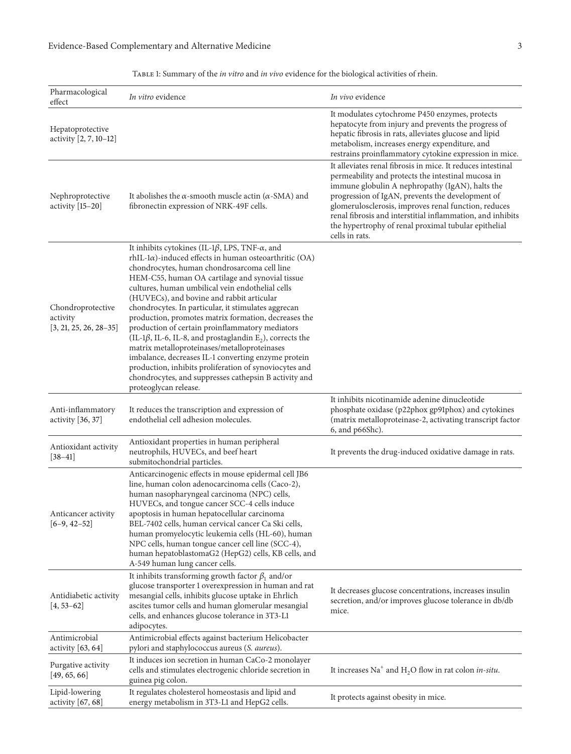Table 1: Summary of the *in vitro* and *in vivo* evidence for the biological activities of rhein.

| Pharmacological effect | *In vitro* evidence | *In vivo* evidence |
|---|---|---|
| Hepatoprotective activity [2, 7, 10–12] | | It modulates cytochrome P450 enzymes, protects hepatocyte from injury and prevents the progress of hepatic fibrosis in rats, alleviates glucose and lipid metabolism, increases energy expenditure, and restrains proinflammatory cytokine expression in mice. |
| Nephroprotective activity [15–20] | It abolishes the $\alpha$-smooth muscle actin ($\alpha$-SMA) and fibronectin expression of NRK-49F cells. | It alleviates renal fibrosis in mice. It reduces intestinal permeability and protects the intestinal mucosa in immune globulin A nephropathy (IgAN), halts the progression of IgAN, prevents the development of glomerulosclerosis, improves renal function, reduces renal fibrosis and interstitial inflammation, and inhibits the hypertrophy of renal proximal tubular epithelial cells in rats. |
| Chondroprotective activity [3, 21, 25, 26, 28–35] | It inhibits cytokines (IL-1$\beta$, LPS, TNF-$\alpha$, and rhIL-1$\alpha$)-induced effects in human osteoarthritic (OA) chondrocytes, human chondrosarcoma cell line HEM-C55, human OA cartilage and synovial tissue cultures, human umbilical vein endothelial cells (HUVECs), and bovine and rabbit articular chondrocytes. In particular, it stimulates aggrecan production, promotes matrix formation, decreases the production of certain proinflammatory mediators (IL-1$\beta$, IL-6, IL-8, and prostaglandin $E_2$), corrects the matrix metalloproteinases/metalloproteinases imbalance, decreases IL-1 converting enzyme protein production, inhibits proliferation of synoviocytes and chondrocytes, and suppresses cathepsin B activity and proteoglycan release. | |
| Anti-inflammatory activity [36, 37] | It reduces the transcription and expression of endothelial cell adhesion molecules. | It inhibits nicotinamide adenine dinucleotide phosphate oxidase (p22phox gp91phox) and cytokines (matrix metalloproteinase-2, activating transcript factor 6, and p66Shc). |
| Antioxidant activity [38–41] | Antioxidant properties in human peripheral neutrophils, HUVECs, and beef heart submitochondrial particles. | It prevents the drug-induced oxidative damage in rats. |
| Anticancer activity [6–9, 42–52] | Anticarcinogenic effects in mouse epidermal cell JB6 line, human colon adenocarcinoma cells (Caco-2), human nasopharyngeal carcinoma (NPC) cells, HUVECs, and tongue cancer SCC-4 cells induce apoptosis in human hepatocellular carcinoma BEL-7402 cells, human cervical cancer Ca Ski cells, human promyelocytic leukemia cells (HL-60), human NPC cells, human tongue cancer cell line (SCC-4), human hepatoblastomaG2 (HepG2) cells, KB cells, and A-549 human lung cancer cells. | |
| Antidiabetic activity [4, 53–62] | It inhibits transforming growth factor $\beta_1$ and/or glucose transporter 1 overexpression in human and rat mesangial cells, inhibits glucose uptake in Ehrlich ascites tumor cells and human glomerular mesangial cells, and enhances glucose tolerance in 3T3-L1 adipocytes. | It decreases glucose concentrations, increases insulin secretion, and/or improves glucose tolerance in db/db mice. |
| Antimicrobial activity [63, 64] | Antimicrobial effects against bacterium Helicobacter pylori and staphylococcus aureus (*S. aureus*). | |
| Purgative activity [49, 65, 66] | It induces ion secretion in human CaCo-2 monolayer cells and stimulates electrogenic chloride secretion in guinea pig colon. | It increases $Na^+$ and $H_2O$ flow in rat colon *in-situ*. |
| Lipid-lowering activity [67, 68] | It regulates cholesterol homeostasis and lipid and energy metabolism in 3T3-L1 and HepG2 cells. | It protects against obesity in mice. |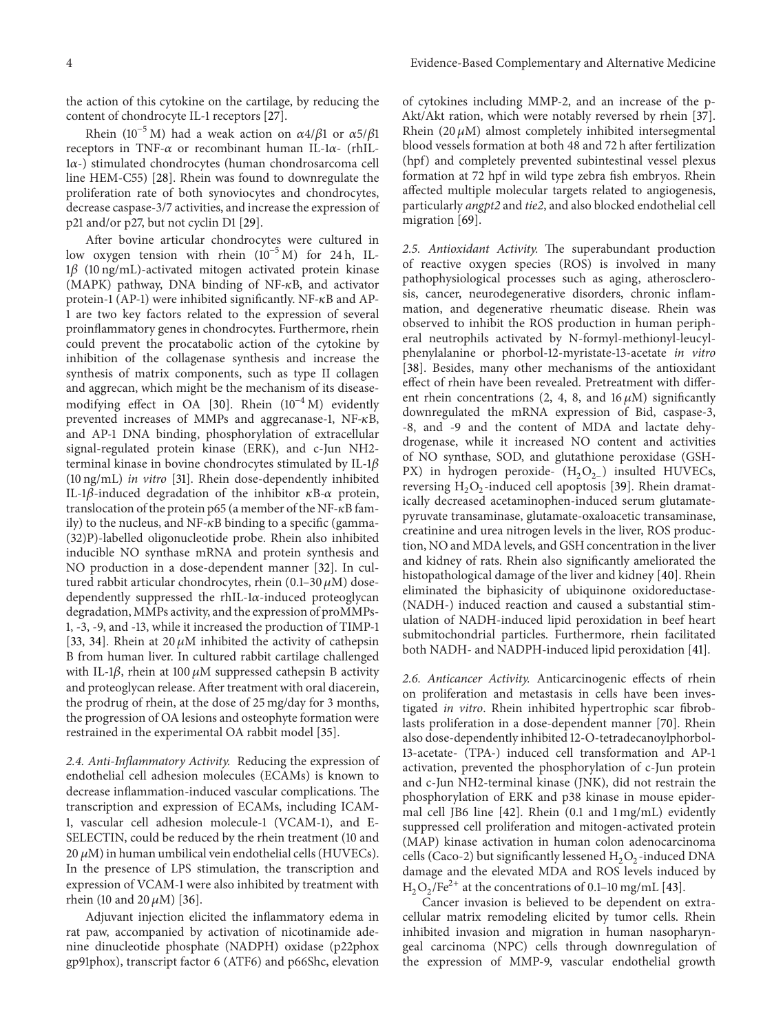the action of this cytokine on the cartilage, by reducing the content of chondrocyte IL-1 receptors [27].

Rhein ($10^{-5}$ M) had a weak action on $\alpha 4/\beta 1$ or $\alpha 5/\beta 1$ receptors in TNF-$\alpha$ or recombinant human IL-1$\alpha$- (rhIL-1$\alpha$-) stimulated chondrocytes (human chondrosarcoma cell line HEM-C55) [28]. Rhein was found to downregulate the proliferation rate of both synoviocytes and chondrocytes, decrease caspase-3/7 activities, and increase the expression of p21 and/or p27, but not cyclin D1 [29].

After bovine articular chondrocytes were cultured in low oxygen tension with rhein ($10^{-5}$ M) for 24 h, IL-1$\beta$ (10 ng/mL)-activated mitogen activated protein kinase (MAPK) pathway, DNA binding of NF-$\kappa$B, and activator protein-1 (AP-1) were inhibited significantly. NF-$\kappa$B and AP-1 are two key factors related to the expression of several proinflammatory genes in chondrocytes. Furthermore, rhein could prevent the procatabolic action of the cytokine by inhibition of the collagenase synthesis and increase the synthesis of matrix components, such as type II collagen and aggrecan, which might be the mechanism of its disease-modifying effect in OA [30]. Rhein ($10^{-4}$ M) evidently prevented increases of MMPs and aggrecanase-1, NF-$\kappa$B, and AP-1 DNA binding, phosphorylation of extracellular signal-regulated protein kinase (ERK), and c-Jun NH2-terminal kinase in bovine chondrocytes stimulated by IL-1$\beta$ (10 ng/mL) *in vitro* [31]. Rhein dose-dependently inhibited IL-1$\beta$-induced degradation of the inhibitor $\kappa$B-$\alpha$ protein, translocation of the protein p65 (a member of the NF-$\kappa$B family) to the nucleus, and NF-$\kappa$B binding to a specific (gamma-(32)P)-labelled oligonucleotide probe. Rhein also inhibited inducible NO synthase mRNA and protein synthesis and NO production in a dose-dependent manner [32]. In cultured rabbit articular chondrocytes, rhein (0.1–30 $\mu$M) dose-dependently suppressed the rhIL-1$\alpha$-induced proteoglycan degradation, MMPs activity, and the expression of proMMPs-1, -3, -9, and -13, while it increased the production of TIMP-1 [33, 34]. Rhein at 20 $\mu$M inhibited the activity of cathepsin B from human liver. In cultured rabbit cartilage challenged with IL-1$\beta$, rhein at 100 $\mu$M suppressed cathepsin B activity and proteoglycan release. After treatment with oral diacerein, the prodrug of rhein, at the dose of 25 mg/day for 3 months, the progression of OA lesions and osteophyte formation were restrained in the experimental OA rabbit model [35].

*2.4. Anti-Inflammatory Activity.* Reducing the expression of endothelial cell adhesion molecules (ECAMs) is known to decrease inflammation-induced vascular complications. The transcription and expression of ECAMs, including ICAM-1, vascular cell adhesion molecule-1 (VCAM-1), and E-SELECTIN, could be reduced by the rhein treatment (10 and 20 $\mu$M) in human umbilical vein endothelial cells (HUVECs). In the presence of LPS stimulation, the transcription and expression of VCAM-1 were also inhibited by treatment with rhein (10 and 20 $\mu$M) [36].

Adjuvant injection elicited the inflammatory edema in rat paw, accompanied by activation of nicotinamide adenine dinucleotide phosphate (NADPH) oxidase (p22phox gp91phox), transcript factor 6 (ATF6) and p66Shc, elevation of cytokines including MMP-2, and an increase of the p-Akt/Akt ration, which were notably reversed by rhein [37]. Rhein (20 $\mu$M) almost completely inhibited intersegmental blood vessels formation at both 48 and 72 h after fertilization (hpf) and completely prevented subintestinal vessel plexus formation at 72 hpf in wild type zebra fish embryos. Rhein affected multiple molecular targets related to angiogenesis, particularly *angpt2* and *tie2*, and also blocked endothelial cell migration [69].

*2.5. Antioxidant Activity.* The superabundant production of reactive oxygen species (ROS) is involved in many pathophysiological processes such as aging, atherosclerosis, cancer, neurodegenerative disorders, chronic inflammation, and degenerative rheumatic disease. Rhein was observed to inhibit the ROS production in human peripheral neutrophils activated by N-formyl-methionyl-leucyl-phenylalanine or phorbol-12-myristate-13-acetate *in vitro* [38]. Besides, many other mechanisms of the antioxidant effect of rhein have been revealed. Pretreatment with different rhein concentrations (2, 4, 8, and 16 $\mu$M) significantly downregulated the mRNA expression of Bid, caspase-3, -8, and -9 and the content of MDA and lactate dehydrogenase, while it increased NO content and activities of NO synthase, SOD, and glutathione peroxidase (GSH-PX) in hydrogen peroxide- ($H_2O_2$-) insulted HUVECs, reversing $H_2O_2$-induced cell apoptosis [39]. Rhein dramatically decreased acetaminophen-induced serum glutamate-pyruvate transaminase, glutamate-oxaloacetic transaminase, creatinine and urea nitrogen levels in the liver, ROS production, NO and MDA levels, and GSH concentration in the liver and kidney of rats. Rhein also significantly ameliorated the histopathological damage of the liver and kidney [40]. Rhein eliminated the biphasicity of ubiquinone oxidoreductase- (NADH-) induced reaction and caused a substantial stimulation of NADH-induced lipid peroxidation in beef heart submitochondrial particles. Furthermore, rhein facilitated both NADH- and NADPH-induced lipid peroxidation [41].

*2.6. Anticancer Activity.* Anticarcinogenic effects of rhein on proliferation and metastasis in cells have been investigated *in vitro*. Rhein inhibited hypertrophic scar fibroblasts proliferation in a dose-dependent manner [70]. Rhein also dose-dependently inhibited 12-O-tetradecanoylphorbol-13-acetate- (TPA-) induced cell transformation and AP-1 activation, prevented the phosphorylation of c-Jun protein and c-Jun NH2-terminal kinase (JNK), did not restrain the phosphorylation of ERK and p38 kinase in mouse epidermal cell JB6 line [42]. Rhein (0.1 and 1 mg/mL) evidently suppressed cell proliferation and mitogen-activated protein (MAP) kinase activation in human colon adenocarcinoma cells (Caco-2) but significantly lessened $H_2O_2$-induced DNA damage and the elevated MDA and ROS levels induced by $H_2O_2/Fe^{2+}$ at the concentrations of 0.1–10 mg/mL [43].

Cancer invasion is believed to be dependent on extracellular matrix remodeling elicited by tumor cells. Rhein inhibited invasion and migration in human nasopharyngeal carcinoma (NPC) cells through downregulation of the expression of MMP-9, vascular endothelial growth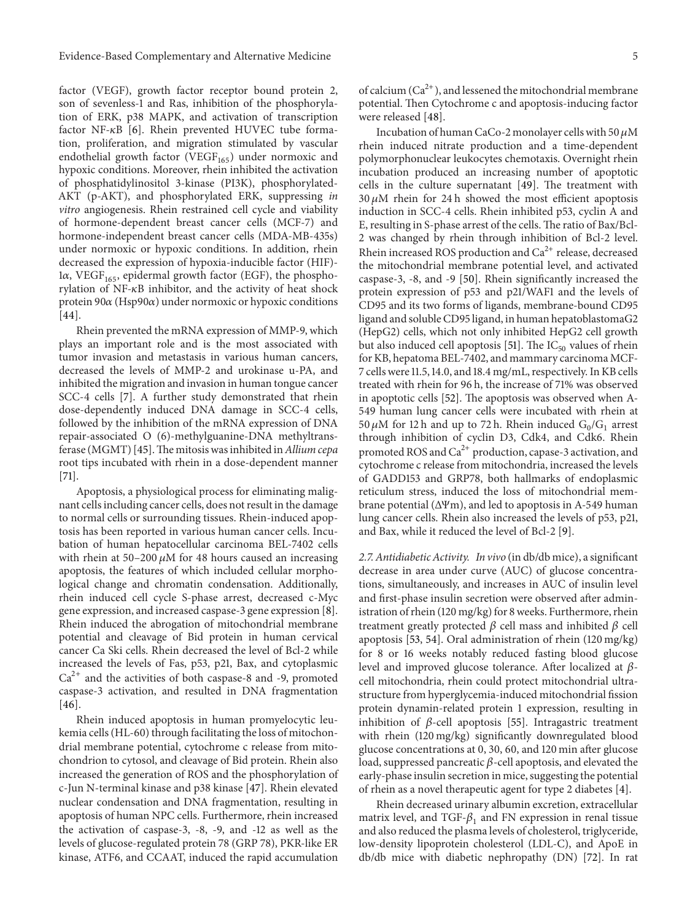factor (VEGF), growth factor receptor bound protein 2, son of sevenless-1 and Ras, inhibition of the phosphorylation of ERK, p38 MAPK, and activation of transcription factor NF-$\kappa$B [6]. Rhein prevented HUVEC tube formation, proliferation, and migration stimulated by vascular endothelial growth factor ($VEGF_{165}$) under normoxic and hypoxic conditions. Moreover, rhein inhibited the activation of phosphatidylinositol 3-kinase (PI3K), phosphorylated-AKT (p-AKT), and phosphorylated ERK, suppressing *in vitro* angiogenesis. Rhein restrained cell cycle and viability of hormone-dependent breast cancer cells (MCF-7) and hormone-independent breast cancer cells (MDA-MB-435s) under normoxic or hypoxic conditions. In addition, rhein decreased the expression of hypoxia-inducible factor (HIF)-1$\alpha$, $VEGF_{165}$, epidermal growth factor (EGF), the phosphorylation of NF-$\kappa$B inhibitor, and the activity of heat shock protein 90$\alpha$ (Hsp90$\alpha$) under normoxic or hypoxic conditions [44].

Rhein prevented the mRNA expression of MMP-9, which plays an important role and is the most associated with tumor invasion and metastasis in various human cancers, decreased the levels of MMP-2 and urokinase u-PA, and inhibited the migration and invasion in human tongue cancer SCC-4 cells [7]. A further study demonstrated that rhein dose-dependently induced DNA damage in SCC-4 cells, followed by the inhibition of the mRNA expression of DNA repair-associated O (6)-methylguanine-DNA methyltransferase (MGMT) [45]. The mitosis was inhibited in *Allium cepa* root tips incubated with rhein in a dose-dependent manner [71].

Apoptosis, a physiological process for eliminating malignant cells including cancer cells, does not result in the damage to normal cells or surrounding tissues. Rhein-induced apoptosis has been reported in various human cancer cells. Incubation of human hepatocellular carcinoma BEL-7402 cells with rhein at 50–200 $\mu$M for 48 hours caused an increasing apoptosis, the features of which included cellular morphological change and chromatin condensation. Additionally, rhein induced cell cycle S-phase arrest, decreased c-Myc gene expression, and increased caspase-3 gene expression [8]. Rhein induced the abrogation of mitochondrial membrane potential and cleavage of Bid protein in human cervical cancer Ca Ski cells. Rhein decreased the level of Bcl-2 while increased the levels of Fas, p53, p21, Bax, and cytoplasmic $Ca^{2+}$ and the activities of both caspase-8 and -9, promoted caspase-3 activation, and resulted in DNA fragmentation [46].

Rhein induced apoptosis in human promyelocytic leukemia cells (HL-60) through facilitating the loss of mitochondrial membrane potential, cytochrome c release from mitochondrion to cytosol, and cleavage of Bid protein. Rhein also increased the generation of ROS and the phosphorylation of c-Jun N-terminal kinase and p38 kinase [47]. Rhein elevated nuclear condensation and DNA fragmentation, resulting in apoptosis of human NPC cells. Furthermore, rhein increased the activation of caspase-3, -8, -9, and -12 as well as the levels of glucose-regulated protein 78 (GRP 78), PKR-like ER kinase, ATF6, and CCAAT, induced the rapid accumulation of calcium ($Ca^{2+}$), and lessened the mitochondrial membrane potential. Then Cytochrome c and apoptosis-inducing factor were released [48].

Incubation of human CaCo-2 monolayer cells with 50 $\mu$M rhein induced nitrate production and a time-dependent polymorphonuclear leukocytes chemotaxis. Overnight rhein incubation produced an increasing number of apoptotic cells in the culture supernatant [49]. The treatment with 30 $\mu$M rhein for 24 h showed the most efficient apoptosis induction in SCC-4 cells. Rhein inhibited p53, cyclin A and E, resulting in S-phase arrest of the cells. The ratio of Bax/Bcl-2 was changed by rhein through inhibition of Bcl-2 level. Rhein increased ROS production and $Ca^{2+}$ release, decreased the mitochondrial membrane potential level, and activated caspase-3, -8, and -9 [50]. Rhein significantly increased the protein expression of p53 and p21/WAF1 and the levels of CD95 and its two forms of ligands, membrane-bound CD95 ligand and soluble CD95 ligand, in human hepatoblastomaG2 (HepG2) cells, which not only inhibited HepG2 cell growth but also induced cell apoptosis [51]. The $IC_{50}$ values of rhein for KB, hepatoma BEL-7402, and mammary carcinoma MCF-7 cells were 11.5, 14.0, and 18.4 mg/mL, respectively. In KB cells treated with rhein for 96 h, the increase of 71% was observed in apoptotic cells [52]. The apoptosis was observed when A-549 human lung cancer cells were incubated with rhein at 50 $\mu$M for 12 h and up to 72 h. Rhein induced $G_0/G_1$ arrest through inhibition of cyclin D3, Cdk4, and Cdk6. Rhein promoted ROS and $Ca^{2+}$ production, capase-3 activation, and cytochrome c release from mitochondria, increased the levels of GADD153 and GRP78, both hallmarks of endoplasmic reticulum stress, induced the loss of mitochondrial membrane potential ($\Delta\Psi$m), and led to apoptosis in A-549 human lung cancer cells. Rhein also increased the levels of p53, p21, and Bax, while it reduced the level of Bcl-2 [9].

*2.7. Antidiabetic Activity.* *In vivo* (in db/db mice), a significant decrease in area under curve (AUC) of glucose concentrations, simultaneously, and increases in AUC of insulin level and first-phase insulin secretion were observed after administration of rhein (120 mg/kg) for 8 weeks. Furthermore, rhein treatment greatly protected $\beta$ cell mass and inhibited $\beta$ cell apoptosis [53, 54]. Oral administration of rhein (120 mg/kg) for 8 or 16 weeks notably reduced fasting blood glucose level and improved glucose tolerance. After localized at $\beta$-cell mitochondria, rhein could protect mitochondrial ultrastructure from hyperglycemia-induced mitochondrial fission protein dynamin-related protein 1 expression, resulting in inhibition of $\beta$-cell apoptosis [55]. Intragastric treatment with rhein (120 mg/kg) significantly downregulated blood glucose concentrations at 0, 30, 60, and 120 min after glucose load, suppressed pancreatic $\beta$-cell apoptosis, and elevated the early-phase insulin secretion in mice, suggesting the potential of rhein as a novel therapeutic agent for type 2 diabetes [4].

Rhein decreased urinary albumin excretion, extracellular matrix level, and TGF-$\beta_1$ and FN expression in renal tissue and also reduced the plasma levels of cholesterol, triglyceride, low-density lipoprotein cholesterol (LDL-C), and ApoE in db/db mice with diabetic nephropathy (DN) [72]. In rat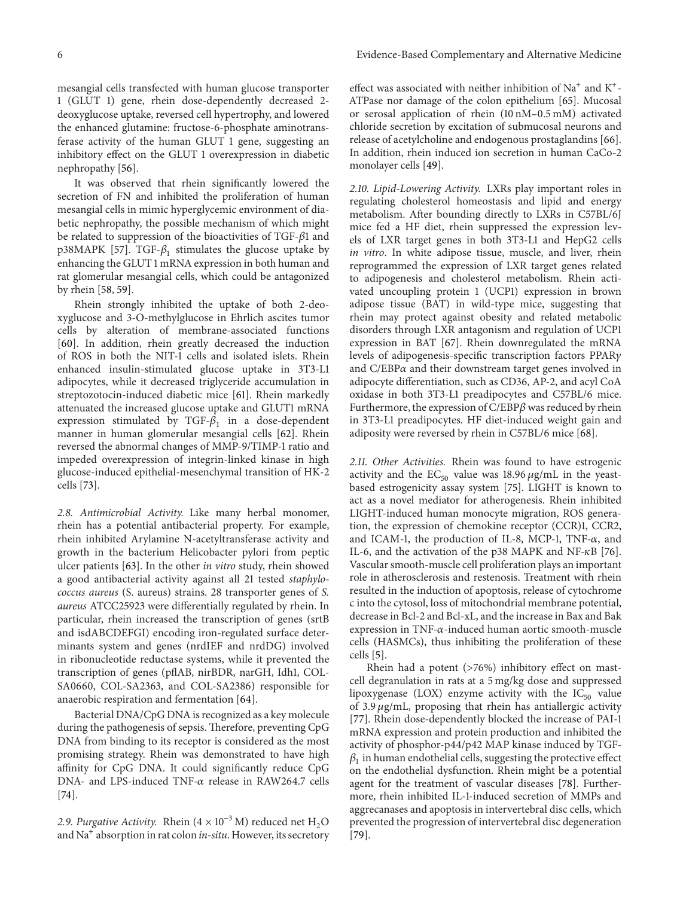mesangial cells transfected with human glucose transporter 1 (GLUT 1) gene, rhein dose-dependently decreased 2-deoxyglucose uptake, reversed cell hypertrophy, and lowered the enhanced glutamine: fructose-6-phosphate aminotransferase activity of the human GLUT 1 gene, suggesting an inhibitory effect on the GLUT 1 overexpression in diabetic nephropathy [56].

It was observed that rhein significantly lowered the secretion of FN and inhibited the proliferation of human mesangial cells in mimic hyperglycemic environment of diabetic nephropathy, the possible mechanism of which might be related to suppression of the bioactivities of TGF-$\beta$1 and p38MAPK [57]. TGF-$\beta_1$ stimulates the glucose uptake by enhancing the GLUT 1 mRNA expression in both human and rat glomerular mesangial cells, which could be antagonized by rhein [58, 59].

Rhein strongly inhibited the uptake of both 2-deoxyglucose and 3-O-methylglucose in Ehrlich ascites tumor cells by alteration of membrane-associated functions [60]. In addition, rhein greatly decreased the induction of ROS in both the NIT-1 cells and isolated islets. Rhein enhanced insulin-stimulated glucose uptake in 3T3-L1 adipocytes, while it decreased triglyceride accumulation in streptozotocin-induced diabetic mice [61]. Rhein markedly attenuated the increased glucose uptake and GLUT1 mRNA expression stimulated by TGF-$\beta_1$ in a dose-dependent manner in human glomerular mesangial cells [62]. Rhein reversed the abnormal changes of MMP-9/TIMP-1 ratio and impeded overexpression of integrin-linked kinase in high glucose-induced epithelial-mesenchymal transition of HK-2 cells [73].

*2.8. Antimicrobial Activity.* Like many herbal monomer, rhein has a potential antibacterial property. For example, rhein inhibited Arylamine N-acetyltransferase activity and growth in the bacterium Helicobacter pylori from peptic ulcer patients [63]. In the other *in vitro* study, rhein showed a good antibacterial activity against all 21 tested *staphylococcus aureus* (S. aureus) strains. 28 transporter genes of *S. aureus* ATCC25923 were differentially regulated by rhein. In particular, rhein increased the transcription of genes (srtB and isdABCDEFGI) encoding iron-regulated surface determinants system and genes (nrdIEF and nrdDG) involved in ribonucleotide reductase systems, while it prevented the transcription of genes (pflAB, nirBDR, narGH, Idh1, COL-SA0660, COL-SA2363, and COL-SA2386) responsible for anaerobic respiration and fermentation [64].

Bacterial DNA/CpG DNA is recognized as a key molecule during the pathogenesis of sepsis. Therefore, preventing CpG DNA from binding to its receptor is considered as the most promising strategy. Rhein was demonstrated to have high affinity for CpG DNA. It could significantly reduce CpG DNA- and LPS-induced TNF-$\alpha$ release in RAW264.7 cells [74].

*2.9. Purgative Activity.* Rhein ($4 \times 10^{-3}$ M) reduced net $H_2O$ and $Na^+$ absorption in rat colon *in-situ*. However, its secretory effect was associated with neither inhibition of $Na^+$ and $K^+$-ATPase nor damage of the colon epithelium [65]. Mucosal or serosal application of rhein (10 nM–0.5 mM) activated chloride secretion by excitation of submucosal neurons and release of acetylcholine and endogenous prostaglandins [66]. In addition, rhein induced ion secretion in human CaCo-2 monolayer cells [49].

*2.10. Lipid-Lowering Activity.* LXRs play important roles in regulating cholesterol homeostasis and lipid and energy metabolism. After bounding directly to LXRs in C57BL/6J mice fed a HF diet, rhein suppressed the expression levels of LXR target genes in both 3T3-L1 and HepG2 cells *in vitro*. In white adipose tissue, muscle, and liver, rhein reprogrammed the expression of LXR target genes related to adipogenesis and cholesterol metabolism. Rhein activated uncoupling protein 1 (UCP1) expression in brown adipose tissue (BAT) in wild-type mice, suggesting that rhein may protect against obesity and related metabolic disorders through LXR antagonism and regulation of UCP1 expression in BAT [67]. Rhein downregulated the mRNA levels of adipogenesis-specific transcription factors PPAR$\gamma$ and C/EBP$\alpha$ and their downstream target genes involved in adipocyte differentiation, such as CD36, AP-2, and acyl CoA oxidase in both 3T3-L1 preadipocytes and C57BL/6 mice. Furthermore, the expression of C/EBP$\beta$ was reduced by rhein in 3T3-L1 preadipocytes. HF diet-induced weight gain and adiposity were reversed by rhein in C57BL/6 mice [68].

*2.11. Other Activities.* Rhein was found to have estrogenic activity and the $EC_{50}$ value was 18.96 $\mu$g/mL in the yeast-based estrogenicity assay system [75]. LIGHT is known to act as a novel mediator for atherogenesis. Rhein inhibited LIGHT-induced human monocyte migration, ROS generation, the expression of chemokine receptor (CCR)1, CCR2, and ICAM-1, the production of IL-8, MCP-1, TNF-$\alpha$, and IL-6, and the activation of the p38 MAPK and NF-$\kappa$B [76]. Vascular smooth-muscle cell proliferation plays an important role in atherosclerosis and restenosis. Treatment with rhein resulted in the induction of apoptosis, release of cytochrome c into the cytosol, loss of mitochondrial membrane potential, decrease in Bcl-2 and Bcl-xL, and the increase in Bax and Bak expression in TNF-$\alpha$-induced human aortic smooth-muscle cells (HASMCs), thus inhibiting the proliferation of these cells [5].

Rhein had a potent (>76%) inhibitory effect on mast-cell degranulation in rats at a 5 mg/kg dose and suppressed lipoxygenase (LOX) enzyme activity with the $IC_{50}$ value of 3.9 $\mu$g/mL, proposing that rhein has antiallergic activity [77]. Rhein dose-dependently blocked the increase of PAI-1 mRNA expression and protein production and inhibited the activity of phosphor-p44/p42 MAP kinase induced by TGF-$\beta_1$ in human endothelial cells, suggesting the protective effect on the endothelial dysfunction. Rhein might be a potential agent for the treatment of vascular diseases [78]. Furthermore, rhein inhibited IL-1-induced secretion of MMPs and aggrecanases and apoptosis in intervertebral disc cells, which prevented the progression of intervertebral disc degeneration [79].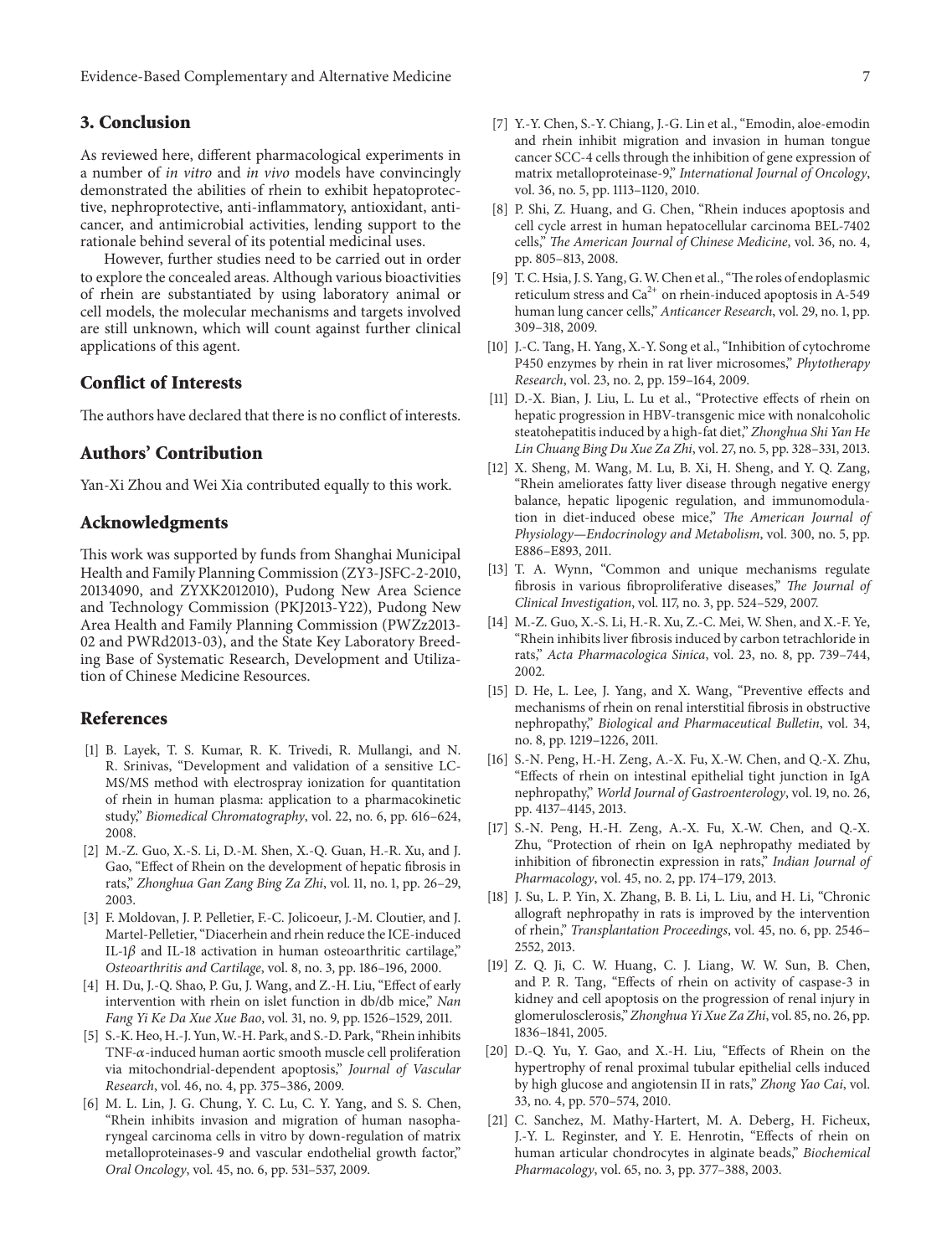## 3. Conclusion

As reviewed here, different pharmacological experiments in a number of *in vitro* and *in vivo* models have convincingly demonstrated the abilities of rhein to exhibit hepatoprotective, nephroprotective, anti-inflammatory, antioxidant, anticancer, and antimicrobial activities, lending support to the rationale behind several of its potential medicinal uses.

However, further studies need to be carried out in order to explore the concealed areas. Although various bioactivities of rhein are substantiated by using laboratory animal or cell models, the molecular mechanisms and targets involved are still unknown, which will count against further clinical applications of this agent.

## Conflict of Interests

The authors have declared that there is no conflict of interests.

## Authors' Contribution

Yan-Xi Zhou and Wei Xia contributed equally to this work.

## Acknowledgments

This work was supported by funds from Shanghai Municipal Health and Family Planning Commission (ZY3-JSFC-2-2010, 20134090, and ZYXK2012010), Pudong New Area Science and Technology Commission (PKJ2013-Y22), Pudong New Area Health and Family Planning Commission (PWZz2013-02 and PWRd2013-03), and the State Key Laboratory Breeding Base of Systematic Research, Development and Utilization of Chinese Medicine Resources.

## References

[1] B. Layek, T. S. Kumar, R. K. Trivedi, R. Mullangi, and N. R. Srinivas, "Development and validation of a sensitive LC-MS/MS method with electrospray ionization for quantitation of rhein in human plasma: application to a pharmacokinetic study," *Biomedical Chromatography*, vol. 22, no. 6, pp. 616–624, 2008.

[2] M.-Z. Guo, X.-S. Li, D.-M. Shen, X.-Q. Guan, H.-R. Xu, and J. Gao, "Effect of Rhein on the development of hepatic fibrosis in rats," *Zhonghua Gan Zang Bing Za Zhi*, vol. 11, no. 1, pp. 26–29, 2003.

[3] F. Moldovan, J. P. Pelletier, F.-C. Jolicoeur, J.-M. Cloutier, and J. Martel-Pelletier, "Diacerhein and rhein reduce the ICE-induced IL-1$\beta$ and IL-18 activation in human osteoarthritic cartilage," *Osteoarthritis and Cartilage*, vol. 8, no. 3, pp. 186–196, 2000.

[4] H. Du, J.-Q. Shao, P. Gu, J. Wang, and Z.-H. Liu, "Effect of early intervention with rhein on islet function in db/db mice," *Nan Fang Yi Ke Da Xue Xue Bao*, vol. 31, no. 9, pp. 1526–1529, 2011.

[5] S.-K. Heo, H.-J. Yun, W.-H. Park, and S.-D. Park, "Rhein inhibits TNF-$\alpha$-induced human aortic smooth muscle cell proliferation via mitochondrial-dependent apoptosis," *Journal of Vascular Research*, vol. 46, no. 4, pp. 375–386, 2009.

[6] M. L. Lin, J. G. Chung, Y. C. Lu, C. Y. Yang, and S. S. Chen, "Rhein inhibits invasion and migration of human nasopharyngeal carcinoma cells in vitro by down-regulation of matrix metalloproteinases-9 and vascular endothelial growth factor," *Oral Oncology*, vol. 45, no. 6, pp. 531–537, 2009.

[7] Y.-Y. Chen, S.-Y. Chiang, J.-G. Lin et al., "Emodin, aloe-emodin and rhein inhibit migration and invasion in human tongue cancer SCC-4 cells through the inhibition of gene expression of matrix metalloproteinase-9," *International Journal of Oncology*, vol. 36, no. 5, pp. 1113–1120, 2010.

[8] P. Shi, Z. Huang, and G. Chen, "Rhein induces apoptosis and cell cycle arrest in human hepatocellular carcinoma BEL-7402 cells," *The American Journal of Chinese Medicine*, vol. 36, no. 4, pp. 805–813, 2008.

[9] T. C. Hsia, J. S. Yang, G. W. Chen et al., "The roles of endoplasmic reticulum stress and $Ca^{2+}$ on rhein-induced apoptosis in A-549 human lung cancer cells," *Anticancer Research*, vol. 29, no. 1, pp. 309–318, 2009.

[10] J.-C. Tang, H. Yang, X.-Y. Song et al., "Inhibition of cytochrome P450 enzymes by rhein in rat liver microsomes," *Phytotherapy Research*, vol. 23, no. 2, pp. 159–164, 2009.

[11] D.-X. Bian, J. Liu, L. Lu et al., "Protective effects of rhein on hepatic progression in HBV-transgenic mice with nonalcoholic steatohepatitis induced by a high-fat diet," *Zhonghua Shi Yan He Lin Chuang Bing Du Xue Za Zhi*, vol. 27, no. 5, pp. 328–331, 2013.

[12] X. Sheng, M. Wang, M. Lu, B. Xi, H. Sheng, and Y. Q. Zang, "Rhein ameliorates fatty liver disease through negative energy balance, hepatic lipogenic regulation, and immunomodulation in diet-induced obese mice," *The American Journal of Physiology—Endocrinology and Metabolism*, vol. 300, no. 5, pp. E886–E893, 2011.

[13] T. A. Wynn, "Common and unique mechanisms regulate fibrosis in various fibroproliferative diseases," *The Journal of Clinical Investigation*, vol. 117, no. 3, pp. 524–529, 2007.

[14] M.-Z. Guo, X.-S. Li, H.-R. Xu, Z.-C. Mei, W. Shen, and X.-F. Ye, "Rhein inhibits liver fibrosis induced by carbon tetrachloride in rats," *Acta Pharmacologica Sinica*, vol. 23, no. 8, pp. 739–744, 2002.

[15] D. He, L. Lee, J. Yang, and X. Wang, "Preventive effects and mechanisms of rhein on renal interstitial fibrosis in obstructive nephropathy," *Biological and Pharmaceutical Bulletin*, vol. 34, no. 8, pp. 1219–1226, 2011.

[16] S.-N. Peng, H.-H. Zeng, A.-X. Fu, X.-W. Chen, and Q.-X. Zhu, "Effects of rhein on intestinal epithelial tight junction in IgA nephropathy," *World Journal of Gastroenterology*, vol. 19, no. 26, pp. 4137–4145, 2013.

[17] S.-N. Peng, H.-H. Zeng, A.-X. Fu, X.-W. Chen, and Q.-X. Zhu, "Protection of rhein on IgA nephropathy mediated by inhibition of fibronectin expression in rats," *Indian Journal of Pharmacology*, vol. 45, no. 2, pp. 174–179, 2013.

[18] J. Su, L. P. Yin, X. Zhang, B. B. Li, L. Liu, and H. Li, "Chronic allograft nephropathy in rats is improved by the intervention of rhein," *Transplantation Proceedings*, vol. 45, no. 6, pp. 2546–2552, 2013.

[19] Z. Q. Ji, C. W. Huang, C. J. Liang, W. W. Sun, B. Chen, and P. R. Tang, "Effects of rhein on activity of caspase-3 in kidney and cell apoptosis on the progression of renal injury in glomerulosclerosis," *Zhonghua Yi Xue Za Zhi*, vol. 85, no. 26, pp. 1836–1841, 2005.

[20] D.-Q. Yu, Y. Gao, and X.-H. Liu, "Effects of Rhein on the hypertrophy of renal proximal tubular epithelial cells induced by high glucose and angiotensin II in rats," *Zhong Yao Cai*, vol. 33, no. 4, pp. 570–574, 2010.

[21] C. Sanchez, M. Mathy-Hartert, M. A. Deberg, H. Ficheux, J.-Y. L. Reginster, and Y. E. Henrotin, "Effects of rhein on human articular chondrocytes in alginate beads," *Biochemical Pharmacology*, vol. 65, no. 3, pp. 377–388, 2003.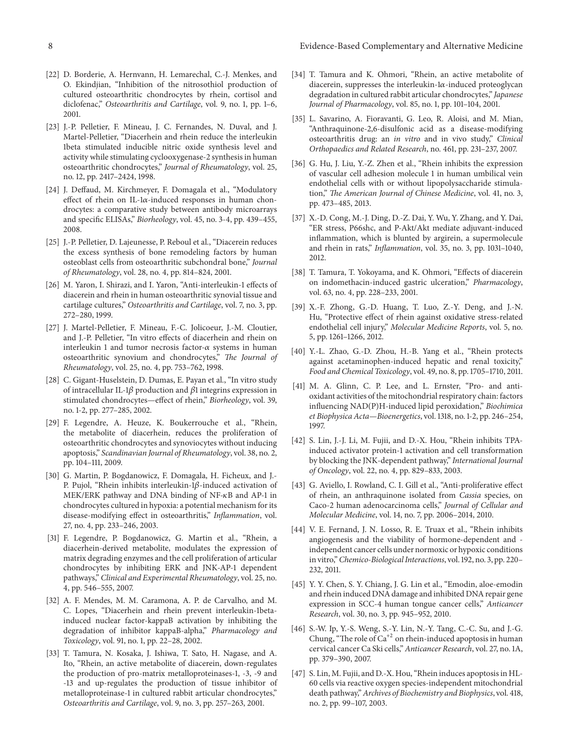[22] D. Borderie, A. Hernvann, H. Lemarechal, C.-J. Menkes, and O. Ekindjian, "Inhibition of the nitrosothiol production of cultured osteoarthritic chondrocytes by rhein, cortisol and diclofenac," *Osteoarthritis and Cartilage*, vol. 9, no. 1, pp. 1–6, 2001.

[23] J.-P. Pelletier, F. Mineau, J. C. Fernandes, N. Duval, and J. Martel-Pelletier, "Diacerhein and rhein reduce the interleukin 1beta stimulated inducible nitric oxide synthesis level and activity while stimulating cyclooxygenase-2 synthesis in human osteoarthritic chondrocytes," *Journal of Rheumatology*, vol. 25, no. 12, pp. 2417–2424, 1998.

[24] J. Deffaud, M. Kirchmeyer, F. Domagala et al., "Modulatory effect of rhein on IL-1α-induced responses in human chondrocytes: a comparative study between antibody microarrays and specific ELISAs," *Biorheology*, vol. 45, no. 3-4, pp. 439–455, 2008.

[25] J.-P. Pelletier, D. Lajeunesse, P. Reboul et al., "Diacerein reduces the excess synthesis of bone remodeling factors by human osteoblast cells from osteoarthritic subchondral bone," *Journal of Rheumatology*, vol. 28, no. 4, pp. 814–824, 2001.

[26] M. Yaron, I. Shirazi, and I. Yaron, "Anti-interleukin-1 effects of diacerein and rhein in human osteoarthritic synovial tissue and cartilage cultures," *Osteoarthritis and Cartilage*, vol. 7, no. 3, pp. 272–280, 1999.

[27] J. Martel-Pelletier, F. Mineau, F.-C. Jolicoeur, J.-M. Cloutier, and J.-P. Pelletier, "In vitro effects of diacerhein and rhein on interleukin 1 and tumor necrosis factor-α systems in human osteoarthritic synovium and chondrocytes," *The Journal of Rheumatology*, vol. 25, no. 4, pp. 753–762, 1998.

[28] C. Gigant-Huselstein, D. Dumas, E. Payan et al., "In vitro study of intracellular IL-1β production and β1 integrins expression in stimulated chondrocytes—effect of rhein," *Biorheology*, vol. 39, no. 1-2, pp. 277–285, 2002.

[29] F. Legendre, A. Heuze, K. Boukerrouche et al., "Rhein, the metabolite of diacerhein, reduces the proliferation of osteoarthritic chondrocytes and synoviocytes without inducing apoptosis," *Scandinavian Journal of Rheumatology*, vol. 38, no. 2, pp. 104–111, 2009.

[30] G. Martin, P. Bogdanowicz, F. Domagala, H. Ficheux, and J.-P. Pujol, "Rhein inhibits interleukin-1β-induced activation of MEK/ERK pathway and DNA binding of NF-κB and AP-1 in chondrocytes cultured in hypoxia: a potential mechanism for its disease-modifying effect in osteoarthritis," *Inflammation*, vol. 27, no. 4, pp. 233–246, 2003.

[31] F. Legendre, P. Bogdanowicz, G. Martin et al., "Rhein, a diacerhein-derived metabolite, modulates the expression of matrix degrading enzymes and the cell proliferation of articular chondrocytes by inhibiting ERK and JNK-AP-1 dependent pathways," *Clinical and Experimental Rheumatology*, vol. 25, no. 4, pp. 546–555, 2007.

[32] A. F. Mendes, M. M. Caramona, A. P. de Carvalho, and M. C. Lopes, "Diacerhein and rhein prevent interleukin-1beta-induced nuclear factor-kappaB activation by inhibiting the degradation of inhibitor kappaB-alpha," *Pharmacology and Toxicology*, vol. 91, no. 1, pp. 22–28, 2002.

[33] T. Tamura, N. Kosaka, J. Ishiwa, T. Sato, H. Nagase, and A. Ito, "Rhein, an active metabolite of diacerein, down-regulates the production of pro-matrix metalloproteinases-1, -3, -9 and -13 and up-regulates the production of tissue inhibitor of metalloproteinase-1 in cultured rabbit articular chondrocytes," *Osteoarthritis and Cartilage*, vol. 9, no. 3, pp. 257–263, 2001.

[34] T. Tamura and K. Ohmori, "Rhein, an active metabolite of diacerein, suppresses the interleukin-1α-induced proteoglycan degradation in cultured rabbit articular chondrocytes," *Japanese Journal of Pharmacology*, vol. 85, no. 1, pp. 101–104, 2001.

[35] L. Savarino, A. Fioravanti, G. Leo, R. Aloisi, and M. Mian, "Anthraquinone-2,6-disulfonic acid as a disease-modifying osteoarthritis drug: an *in vitro* and in vivo study," *Clinical Orthopaedics and Related Research*, no. 461, pp. 231–237, 2007.

[36] G. Hu, J. Liu, Y.-Z. Zhen et al., "Rhein inhibits the expression of vascular cell adhesion molecule 1 in human umbilical vein endothelial cells with or without lipopolysaccharide stimulation," *The American Journal of Chinese Medicine*, vol. 41, no. 3, pp. 473–485, 2013.

[37] X.-D. Cong, M.-J. Ding, D.-Z. Dai, Y. Wu, Y. Zhang, and Y. Dai, "ER stress, P66shc, and P-Akt/Akt mediate adjuvant-induced inflammation, which is blunted by argirein, a supermolecule and rhein in rats," *Inflammation*, vol. 35, no. 3, pp. 1031–1040, 2012.

[38] T. Tamura, T. Yokoyama, and K. Ohmori, "Effects of diacerein on indomethacin-induced gastric ulceration," *Pharmacology*, vol. 63, no. 4, pp. 228–233, 2001.

[39] X.-F. Zhong, G.-D. Huang, T. Luo, Z.-Y. Deng, and J.-N. Hu, "Protective effect of rhein against oxidative stress-related endothelial cell injury," *Molecular Medicine Reports*, vol. 5, no. 5, pp. 1261–1266, 2012.

[40] Y.-L. Zhao, G.-D. Zhou, H.-B. Yang et al., "Rhein protects against acetaminophen-induced hepatic and renal toxicity," *Food and Chemical Toxicology*, vol. 49, no. 8, pp. 1705–1710, 2011.

[41] M. A. Glinn, C. P. Lee, and L. Ernster, "Pro- and anti-oxidant activities of the mitochondrial respiratory chain: factors influencing NAD(P)H-induced lipid peroxidation," *Biochimica et Biophysica Acta—Bioenergetics*, vol. 1318, no. 1-2, pp. 246–254, 1997.

[42] S. Lin, J.-J. Li, M. Fujii, and D.-X. Hou, "Rhein inhibits TPA-induced activator protein-1 activation and cell transformation by blocking the JNK-dependent pathway," *International Journal of Oncology*, vol. 22, no. 4, pp. 829–833, 2003.

[43] G. Aviello, I. Rowland, C. I. Gill et al., "Anti-proliferative effect of rhein, an anthraquinone isolated from *Cassia* species, on Caco-2 human adenocarcinoma cells," *Journal of Cellular and Molecular Medicine*, vol. 14, no. 7, pp. 2006–2014, 2010.

[44] V. E. Fernand, J. N. Losso, R. E. Truax et al., "Rhein inhibits angiogenesis and the viability of hormone-dependent and -independent cancer cells under normoxic or hypoxic conditions in vitro," *Chemico-Biological Interactions*, vol. 192, no. 3, pp. 220–232, 2011.

[45] Y. Y. Chen, S. Y. Chiang, J. G. Lin et al., "Emodin, aloe-emodin and rhein induced DNA damage and inhibited DNA repair gene expression in SCC-4 human tongue cancer cells," *Anticancer Research*, vol. 30, no. 3, pp. 945–952, 2010.

[46] S.-W. Ip, Y.-S. Weng, S.-Y. Lin, N.-Y. Tang, C.-C. Su, and J.-G. Chung, "The role of $Ca^{+2}$ on rhein-induced apoptosis in human cervical cancer Ca Ski cells," *Anticancer Research*, vol. 27, no. 1A, pp. 379–390, 2007.

[47] S. Lin, M. Fujii, and D.-X. Hou, "Rhein induces apoptosis in HL-60 cells via reactive oxygen species-independent mitochondrial death pathway," *Archives of Biochemistry and Biophysics*, vol. 418, no. 2, pp. 99–107, 2003.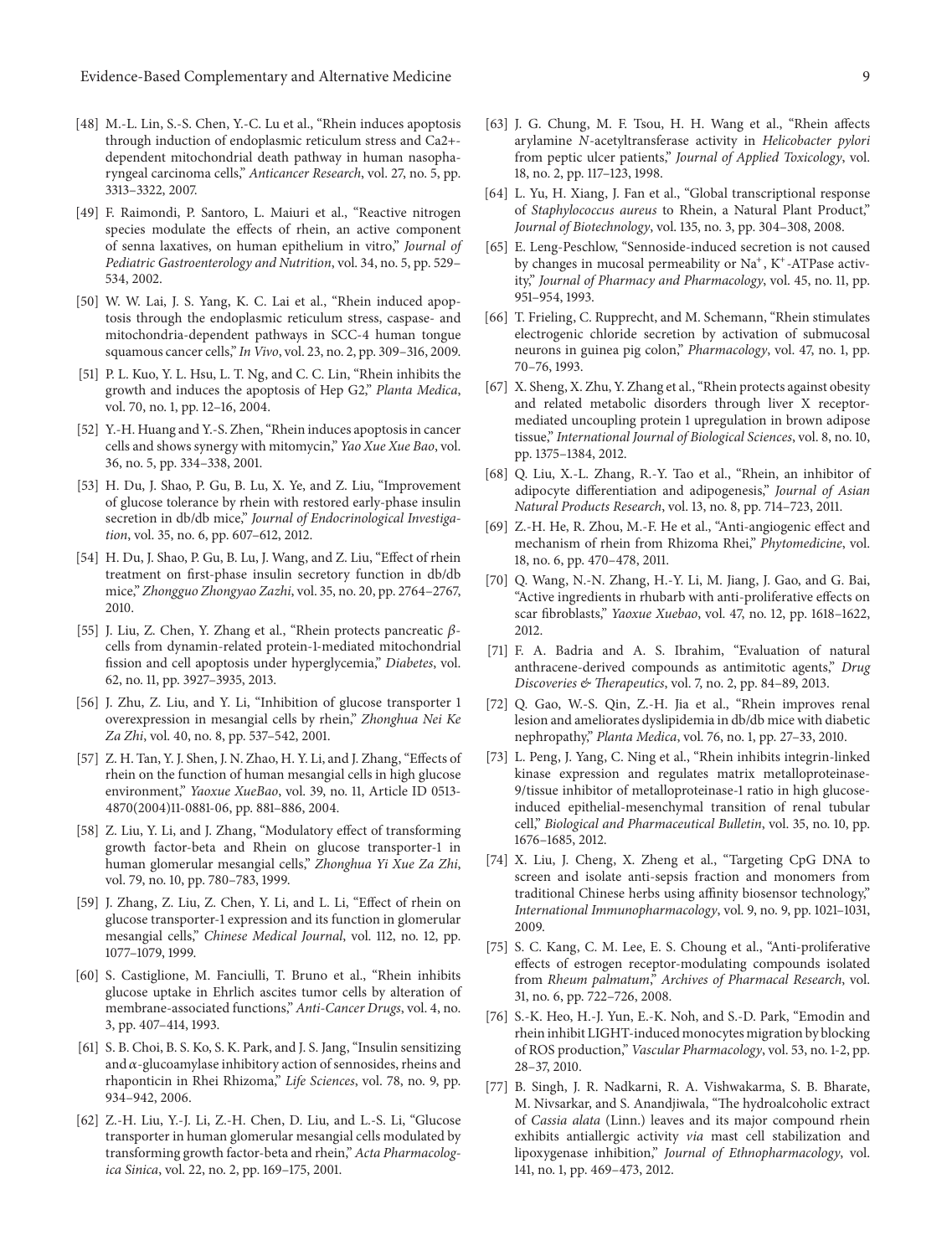[48] M.-L. Lin, S.-S. Chen, Y.-C. Lu et al., "Rhein induces apoptosis through induction of endoplasmic reticulum stress and Ca2+-dependent mitochondrial death pathway in human nasopharyngeal carcinoma cells," *Anticancer Research*, vol. 27, no. 5, pp. 3313–3322, 2007.

[49] F. Raimondi, P. Santoro, L. Maiuri et al., "Reactive nitrogen species modulate the effects of rhein, an active component of senna laxatives, on human epithelium in vitro," *Journal of Pediatric Gastroenterology and Nutrition*, vol. 34, no. 5, pp. 529–534, 2002.

[50] W. W. Lai, J. S. Yang, K. C. Lai et al., "Rhein induced apoptosis through the endoplasmic reticulum stress, caspase- and mitochondria-dependent pathways in SCC-4 human tongue squamous cancer cells," *In Vivo*, vol. 23, no. 2, pp. 309–316, 2009.

[51] P. L. Kuo, Y. L. Hsu, L. T. Ng, and C. C. Lin, "Rhein inhibits the growth and induces the apoptosis of Hep G2," *Planta Medica*, vol. 70, no. 1, pp. 12–16, 2004.

[52] Y.-H. Huang and Y.-S. Zhen, "Rhein induces apoptosis in cancer cells and shows synergy with mitomycin," *Yao Xue Xue Bao*, vol. 36, no. 5, pp. 334–338, 2001.

[53] H. Du, J. Shao, P. Gu, B. Lu, X. Ye, and Z. Liu, "Improvement of glucose tolerance by rhein with restored early-phase insulin secretion in db/db mice," *Journal of Endocrinological Investigation*, vol. 35, no. 6, pp. 607–612, 2012.

[54] H. Du, J. Shao, P. Gu, B. Lu, J. Wang, and Z. Liu, "Effect of rhein treatment on first-phase insulin secretory function in db/db mice," *Zhongguo Zhongyao Zazhi*, vol. 35, no. 20, pp. 2764–2767, 2010.

[55] J. Liu, Z. Chen, Y. Zhang et al., "Rhein protects pancreatic $\beta$-cells from dynamin-related protein-1-mediated mitochondrial fission and cell apoptosis under hyperglycemia," *Diabetes*, vol. 62, no. 11, pp. 3927–3935, 2013.

[56] J. Zhu, Z. Liu, and Y. Li, "Inhibition of glucose transporter 1 overexpression in mesangial cells by rhein," *Zhonghua Nei Ke Za Zhi*, vol. 40, no. 8, pp. 537–542, 2001.

[57] Z. H. Tan, Y. J. Shen, J. N. Zhao, H. Y. Li, and J. Zhang, "Effects of rhein on the function of human mesangial cells in high glucose environment," *Yaoxue XueBao*, vol. 39, no. 11, Article ID 0513-4870(2004)11-0881-06, pp. 881–886, 2004.

[58] Z. Liu, Y. Li, and J. Zhang, "Modulatory effect of transforming growth factor-beta and Rhein on glucose transporter-1 in human glomerular mesangial cells," *Zhonghua Yi Xue Za Zhi*, vol. 79, no. 10, pp. 780–783, 1999.

[59] J. Zhang, Z. Liu, Z. Chen, Y. Li, and L. Li, "Effect of rhein on glucose transporter-1 expression and its function in glomerular mesangial cells," *Chinese Medical Journal*, vol. 112, no. 12, pp. 1077–1079, 1999.

[60] S. Castiglione, M. Fanciulli, T. Bruno et al., "Rhein inhibits glucose uptake in Ehrlich ascites tumor cells by alteration of membrane-associated functions," *Anti-Cancer Drugs*, vol. 4, no. 3, pp. 407–414, 1993.

[61] S. B. Choi, B. S. Ko, S. K. Park, and J. S. Jang, "Insulin sensitizing and $\alpha$-glucoamylase inhibitory action of sennosides, rheins and rhaponticin in Rhei Rhizoma," *Life Sciences*, vol. 78, no. 9, pp. 934–942, 2006.

[62] Z.-H. Liu, Y.-J. Li, Z.-H. Chen, D. Liu, and L.-S. Li, "Glucose transporter in human glomerular mesangial cells modulated by transforming growth factor-beta and rhein," *Acta Pharmacologica Sinica*, vol. 22, no. 2, pp. 169–175, 2001.

[63] J. G. Chung, M. F. Tsou, H. H. Wang et al., "Rhein affects arylamine *N*-acetyltransferase activity in *Helicobacter pylori* from peptic ulcer patients," *Journal of Applied Toxicology*, vol. 18, no. 2, pp. 117–123, 1998.

[64] L. Yu, H. Xiang, J. Fan et al., "Global transcriptional response of *Staphylococcus aureus* to Rhein, a Natural Plant Product," *Journal of Biotechnology*, vol. 135, no. 3, pp. 304–308, 2008.

[65] E. Leng-Peschlow, "Sennoside-induced secretion is not caused by changes in mucosal permeability or $Na^+$, $K^+$-ATPase activity," *Journal of Pharmacy and Pharmacology*, vol. 45, no. 11, pp. 951–954, 1993.

[66] T. Frieling, C. Rupprecht, and M. Schemann, "Rhein stimulates electrogenic chloride secretion by activation of submucosal neurons in guinea pig colon," *Pharmacology*, vol. 47, no. 1, pp. 70–76, 1993.

[67] X. Sheng, X. Zhu, Y. Zhang et al., "Rhein protects against obesity and related metabolic disorders through liver X receptor-mediated uncoupling protein 1 upregulation in brown adipose tissue," *International Journal of Biological Sciences*, vol. 8, no. 10, pp. 1375–1384, 2012.

[68] Q. Liu, X.-L. Zhang, R.-Y. Tao et al., "Rhein, an inhibitor of adipocyte differentiation and adipogenesis," *Journal of Asian Natural Products Research*, vol. 13, no. 8, pp. 714–723, 2011.

[69] Z.-H. He, R. Zhou, M.-F. He et al., "Anti-angiogenic effect and mechanism of rhein from Rhizoma Rhei," *Phytomedicine*, vol. 18, no. 6, pp. 470–478, 2011.

[70] Q. Wang, N.-N. Zhang, H.-Y. Li, M. Jiang, J. Gao, and G. Bai, "Active ingredients in rhubarb with anti-proliferative effects on scar fibroblasts," *Yaoxue Xuebao*, vol. 47, no. 12, pp. 1618–1622, 2012.

[71] F. A. Badria and A. S. Ibrahim, "Evaluation of natural anthracene-derived compounds as antimitotic agents," *Drug Discoveries & Therapeutics*, vol. 7, no. 2, pp. 84–89, 2013.

[72] Q. Gao, W.-S. Qin, Z.-H. Jia et al., "Rhein improves renal lesion and ameliorates dyslipidemia in db/db mice with diabetic nephropathy," *Planta Medica*, vol. 76, no. 1, pp. 27–33, 2010.

[73] L. Peng, J. Yang, C. Ning et al., "Rhein inhibits integrin-linked kinase expression and regulates matrix metalloproteinase-9/tissue inhibitor of metalloproteinase-1 ratio in high glucose-induced epithelial-mesenchymal transition of renal tubular cell," *Biological and Pharmaceutical Bulletin*, vol. 35, no. 10, pp. 1676–1685, 2012.

[74] X. Liu, J. Cheng, X. Zheng et al., "Targeting CpG DNA to screen and isolate anti-sepsis fraction and monomers from traditional Chinese herbs using affinity biosensor technology," *International Immunopharmacology*, vol. 9, no. 9, pp. 1021–1031, 2009.

[75] S. C. Kang, C. M. Lee, E. S. Choung et al., "Anti-proliferative effects of estrogen receptor-modulating compounds isolated from *Rheum palmatum*," *Archives of Pharmacal Research*, vol. 31, no. 6, pp. 722–726, 2008.

[76] S.-K. Heo, H.-J. Yun, E.-K. Noh, and S.-D. Park, "Emodin and rhein inhibit LIGHT-induced monocytes migration by blocking of ROS production," *Vascular Pharmacology*, vol. 53, no. 1-2, pp. 28–37, 2010.

[77] B. Singh, J. R. Nadkarni, R. A. Vishwakarma, S. B. Bharate, M. Nivsarkar, and S. Anandjiwala, "The hydroalcoholic extract of *Cassia alata* (Linn.) leaves and its major compound rhein exhibits antiallergic activity *via* mast cell stabilization and lipoxygenase inhibition," *Journal of Ethnopharmacology*, vol. 141, no. 1, pp. 469–473, 2012.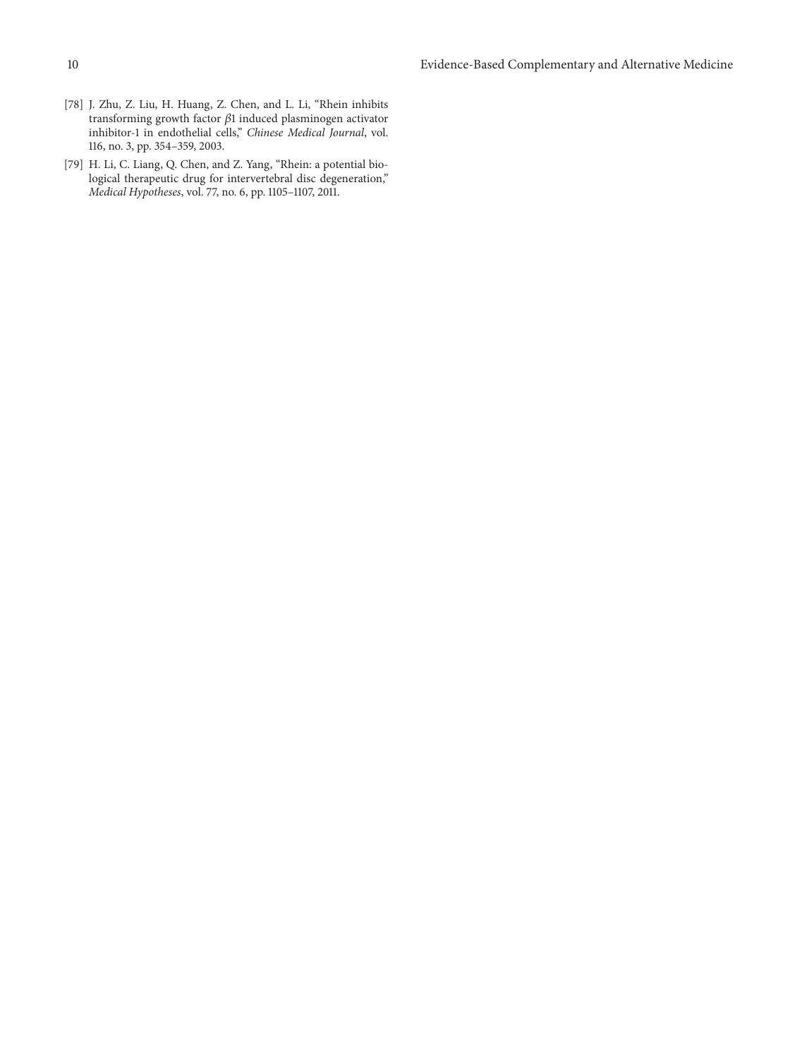[78] J. Zhu, Z. Liu, H. Huang, Z. Chen, and L. Li, "Rhein inhibits transforming growth factor $\beta$1 induced plasminogen activator inhibitor-1 in endothelial cells," *Chinese Medical Journal*, vol. 116, no. 3, pp. 354–359, 2003.

[79] H. Li, C. Liang, Q. Chen, and Z. Yang, "Rhein: a potential biological therapeutic drug for intervertebral disc degeneration," *Medical Hypotheses*, vol. 77, no. 6, pp. 1105–1107, 2011.